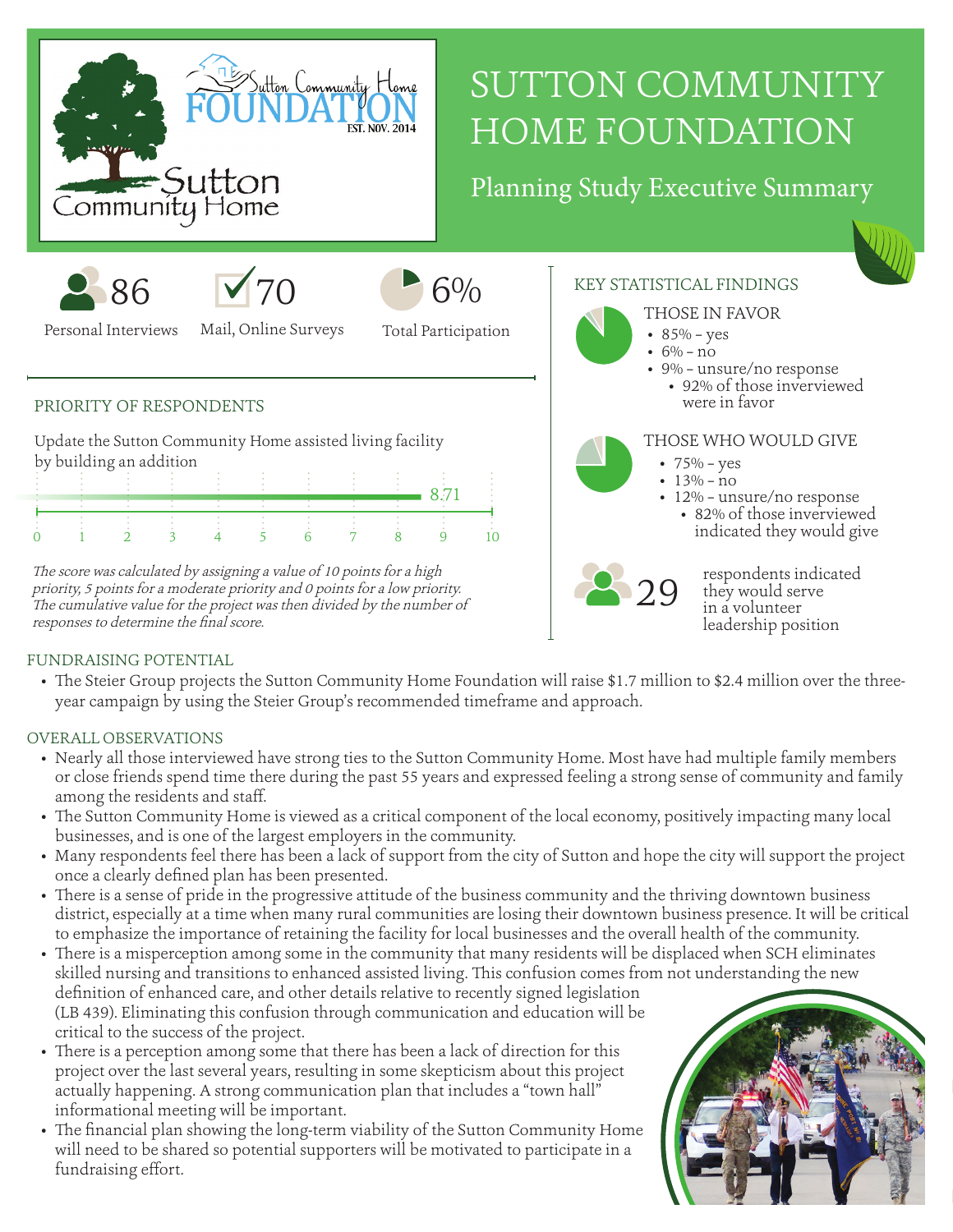# SUTTON COMMUNITY HOME FOUNDATION

## Planning Study Executive Summary

86 Personal Interviews

70 Mail, Online Surveys

6% Total Participation

## PRIORITY OF RESPONDENTS

Update the Sutton Community Home assisted living facility by building an addition

8.71

0 1 2 3 4 5 6 7 8 9 10

*The score was calculated by assigning a value of 10 points for a high priority, 5 points for a moderate priority and 0 points for a low priority. The cumulative value for the project was then divided by the number of responses to determine the final score.*

## KEY STATISTICAL FINDINGS

### THOSE IN FAVOR

- 85% – yes
- 6% – no
- 9% – unsure/no response
  - 92% of those inverviewed were in favor

### THOSE WHO WOULD GIVE

- 75% – yes
- 13% – no
- 12% – unsure/no response
  - 82% of those inverviewed indicated they would give

29 respondents indicated they would serve in a volunteer leadership position

## FUNDRAISING POTENTIAL

- The Steier Group projects the Sutton Community Home Foundation will raise $1.7 million to $2.4 million over the three-year campaign by using the Steier Group's recommended timeframe and approach.

## OVERALL OBSERVATIONS

- Nearly all those interviewed have strong ties to the Sutton Community Home. Most have had multiple family members or close friends spend time there during the past 55 years and expressed feeling a strong sense of community and family among the residents and staff.
- The Sutton Community Home is viewed as a critical component of the local economy, positively impacting many local businesses, and is one of the largest employers in the community.
- Many respondents feel there has been a lack of support from the city of Sutton and hope the city will support the project once a clearly defined plan has been presented.
- There is a sense of pride in the progressive attitude of the business community and the thriving downtown business district, especially at a time when many rural communities are losing their downtown business presence. It will be critical to emphasize the importance of retaining the facility for local businesses and the overall health of the community.
- There is a misperception among some in the community that many residents will be displaced when SCH eliminates skilled nursing and transitions to enhanced assisted living. This confusion comes from not understanding the new definition of enhanced care, and other details relative to recently signed legislation (LB 439). Eliminating this confusion through communication and education will be critical to the success of the project.
- There is a perception among some that there has been a lack of direction for this project over the last several years, resulting in some skepticism about this project actually happening. A strong communication plan that includes a "town hall" informational meeting will be important.
- The financial plan showing the long-term viability of the Sutton Community Home will need to be shared so potential supporters will be motivated to participate in a fundraising effort.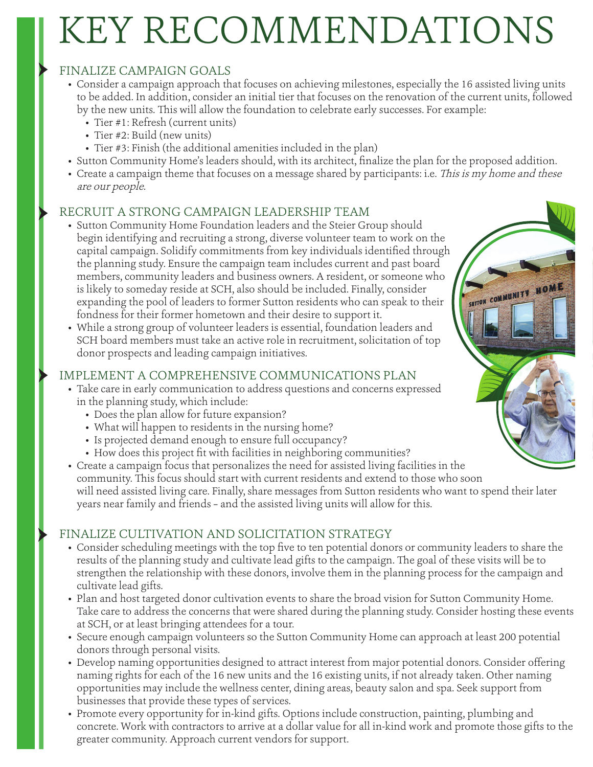# KEY RECOMMENDATIONS

## FINALIZE CAMPAIGN GOALS

- Consider a campaign approach that focuses on achieving milestones, especially the 16 assisted living units to be added. In addition, consider an initial tier that focuses on the renovation of the current units, followed by the new units. This will allow the foundation to celebrate early successes. For example:
  - Tier #1: Refresh (current units)
  - Tier #2: Build (new units)
  - Tier #3: Finish (the additional amenities included in the plan)
- Sutton Community Home's leaders should, with its architect, finalize the plan for the proposed addition.
- Create a campaign theme that focuses on a message shared by participants: i.e. *This is my home and these are our people.*

## RECRUIT A STRONG CAMPAIGN LEADERSHIP TEAM

- Sutton Community Home Foundation leaders and the Steier Group should begin identifying and recruiting a strong, diverse volunteer team to work on the capital campaign. Solidify commitments from key individuals identified through the planning study. Ensure the campaign team includes current and past board members, community leaders and business owners. A resident, or someone who is likely to someday reside at SCH, also should be included. Finally, consider expanding the pool of leaders to former Sutton residents who can speak to their fondness for their former hometown and their desire to support it.
- While a strong group of volunteer leaders is essential, foundation leaders and SCH board members must take an active role in recruitment, solicitation of top donor prospects and leading campaign initiatives.

## IMPLEMENT A COMPREHENSIVE COMMUNICATIONS PLAN

- Take care in early communication to address questions and concerns expressed in the planning study, which include:
  - Does the plan allow for future expansion?
  - What will happen to residents in the nursing home?
  - Is projected demand enough to ensure full occupancy?
  - How does this project fit with facilities in neighboring communities?
- Create a campaign focus that personalizes the need for assisted living facilities in the community. This focus should start with current residents and extend to those who soon will need assisted living care. Finally, share messages from Sutton residents who want to spend their later years near family and friends – and the assisted living units will allow for this.

## FINALIZE CULTIVATION AND SOLICITATION STRATEGY

- Consider scheduling meetings with the top five to ten potential donors or community leaders to share the results of the planning study and cultivate lead gifts to the campaign. The goal of these visits will be to strengthen the relationship with these donors, involve them in the planning process for the campaign and cultivate lead gifts.
- Plan and host targeted donor cultivation events to share the broad vision for Sutton Community Home. Take care to address the concerns that were shared during the planning study. Consider hosting these events at SCH, or at least bringing attendees for a tour.
- Secure enough campaign volunteers so the Sutton Community Home can approach at least 200 potential donors through personal visits.
- Develop naming opportunities designed to attract interest from major potential donors. Consider offering naming rights for each of the 16 new units and the 16 existing units, if not already taken. Other naming opportunities may include the wellness center, dining areas, beauty salon and spa. Seek support from businesses that provide these types of services.
- Promote every opportunity for in-kind gifts. Options include construction, painting, plumbing and concrete. Work with contractors to arrive at a dollar value for all in-kind work and promote those gifts to the greater community. Approach current vendors for support.